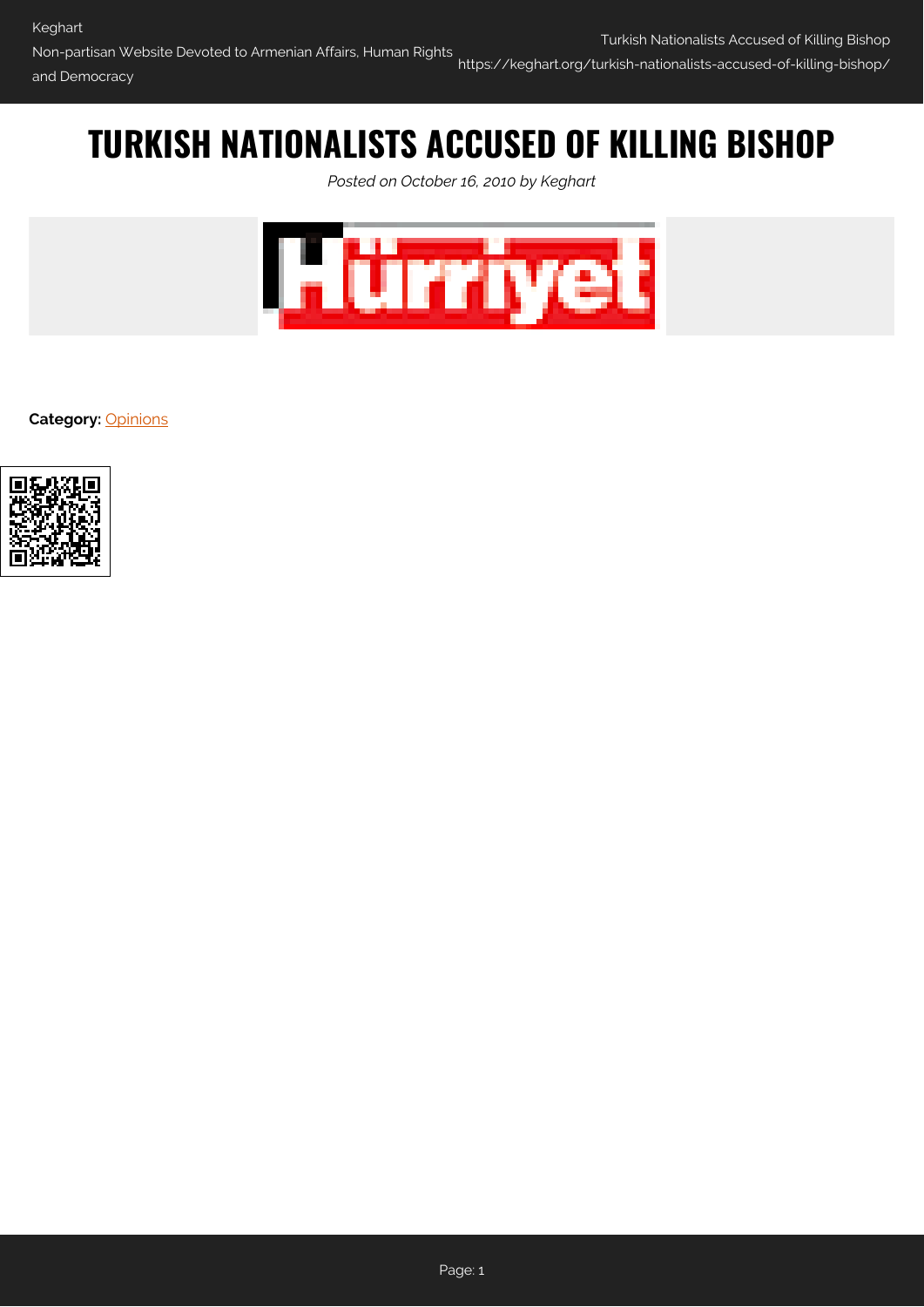# TURKISH NATIONALISTS ACCUSED OF KILLING BISHOP

*Posted on October 16, 2010 by Keghart*

**Category:** Opinions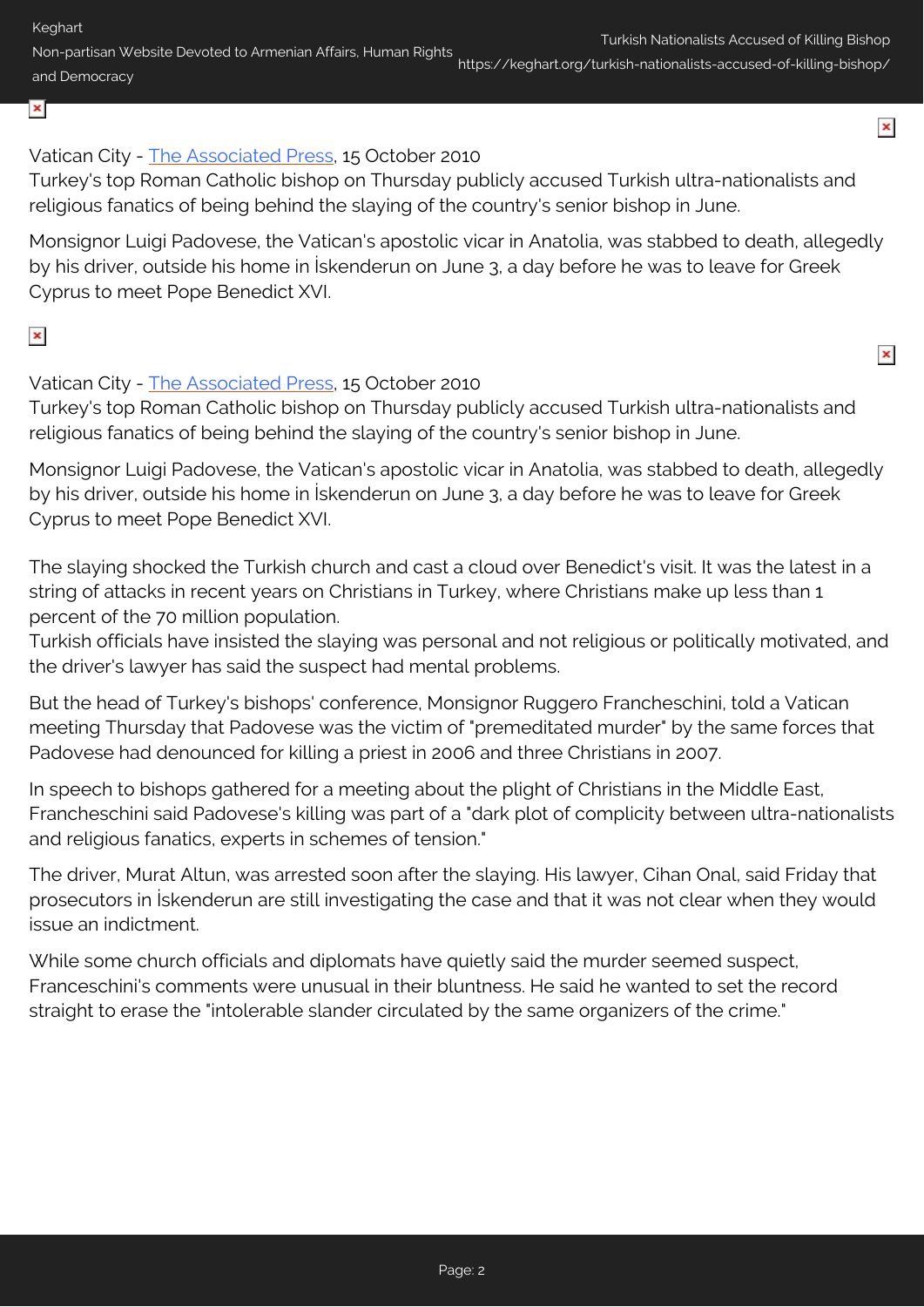Vatican City - [The Associated Press](), 15 October 2010
Turkey's top Roman Catholic bishop on Thursday publicly accused Turkish ultra-nationalists and religious fanatics of being behind the slaying of the country's senior bishop in June.

Monsignor Luigi Padovese, the Vatican's apostolic vicar in Anatolia, was stabbed to death, allegedly by his driver, outside his home in İskenderun on June 3, a day before he was to leave for Greek Cyprus to meet Pope Benedict XVI.

Vatican City - [The Associated Press](), 15 October 2010
Turkey's top Roman Catholic bishop on Thursday publicly accused Turkish ultra-nationalists and religious fanatics of being behind the slaying of the country's senior bishop in June.

Monsignor Luigi Padovese, the Vatican's apostolic vicar in Anatolia, was stabbed to death, allegedly by his driver, outside his home in İskenderun on June 3, a day before he was to leave for Greek Cyprus to meet Pope Benedict XVI.

The slaying shocked the Turkish church and cast a cloud over Benedict's visit. It was the latest in a string of attacks in recent years on Christians in Turkey, where Christians make up less than 1 percent of the 70 million population.
Turkish officials have insisted the slaying was personal and not religious or politically motivated, and the driver's lawyer has said the suspect had mental problems.

But the head of Turkey's bishops' conference, Monsignor Ruggero Francheschini, told a Vatican meeting Thursday that Padovese was the victim of "premeditated murder" by the same forces that Padovese had denounced for killing a priest in 2006 and three Christians in 2007.

In speech to bishops gathered for a meeting about the plight of Christians in the Middle East, Francheschini said Padovese's killing was part of a "dark plot of complicity between ultra-nationalists and religious fanatics, experts in schemes of tension."

The driver, Murat Altun, was arrested soon after the slaying. His lawyer, Cihan Onal, said Friday that prosecutors in İskenderun are still investigating the case and that it was not clear when they would issue an indictment.

While some church officials and diplomats have quietly said the murder seemed suspect, Franceschini's comments were unusual in their bluntness. He said he wanted to set the record straight to erase the "intolerable slander circulated by the same organizers of the crime."